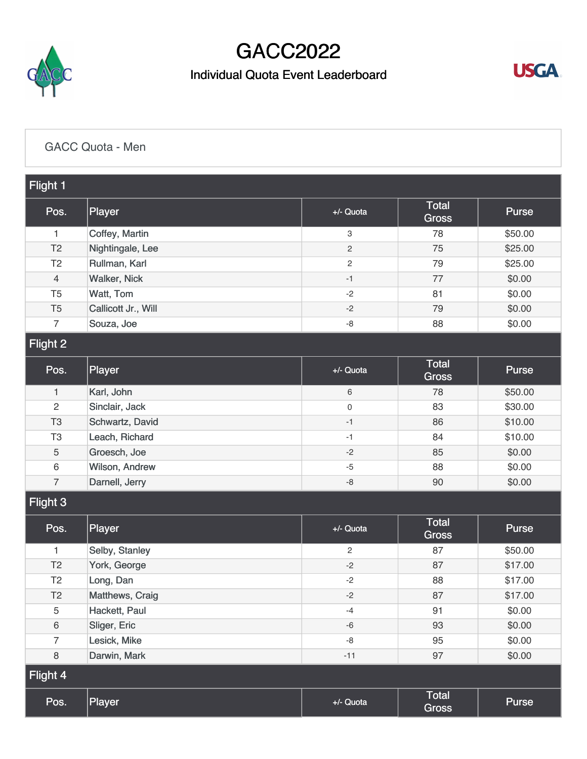# GACC2022

## Individual Quota Event Leaderboard

GACC Quota - Men

### Flight 1

| Pos. | Player | +/- Quota | Total Gross | Purse |
|---|---|---|---|---|
| 1 | Coffey, Martin | 3 | 78 | $50.00 |
| T2 | Nightingale, Lee | 2 | 75 | $25.00 |
| T2 | Rullman, Karl | 2 | 79 | $25.00 |
| 4 | Walker, Nick | -1 | 77 | $0.00 |
| T5 | Watt, Tom | -2 | 81 | $0.00 |
| T5 | Callicott Jr., Will | -2 | 79 | $0.00 |
| 7 | Souza, Joe | -8 | 88 | $0.00 |

### Flight 2

| Pos. | Player | +/- Quota | Total Gross | Purse |
|---|---|---|---|---|
| 1 | Karl, John | 6 | 78 | $50.00 |
| 2 | Sinclair, Jack | 0 | 83 | $30.00 |
| T3 | Schwartz, David | -1 | 86 | $10.00 |
| T3 | Leach, Richard | -1 | 84 | $10.00 |
| 5 | Groesch, Joe | -2 | 85 | $0.00 |
| 6 | Wilson, Andrew | -5 | 88 | $0.00 |
| 7 | Darnell, Jerry | -8 | 90 | $0.00 |

### Flight 3

| Pos. | Player | +/- Quota | Total Gross | Purse |
|---|---|---|---|---|
| 1 | Selby, Stanley | 2 | 87 | $50.00 |
| T2 | York, George | -2 | 87 | $17.00 |
| T2 | Long, Dan | -2 | 88 | $17.00 |
| T2 | Matthews, Craig | -2 | 87 | $17.00 |
| 5 | Hackett, Paul | -4 | 91 | $0.00 |
| 6 | Sliger, Eric | -6 | 93 | $0.00 |
| 7 | Lesick, Mike | -8 | 95 | $0.00 |
| 8 | Darwin, Mark | -11 | 97 | $0.00 |

### Flight 4

| Pos. | Player | +/- Quota | Total Gross | Purse |
|---|---|---|---|---|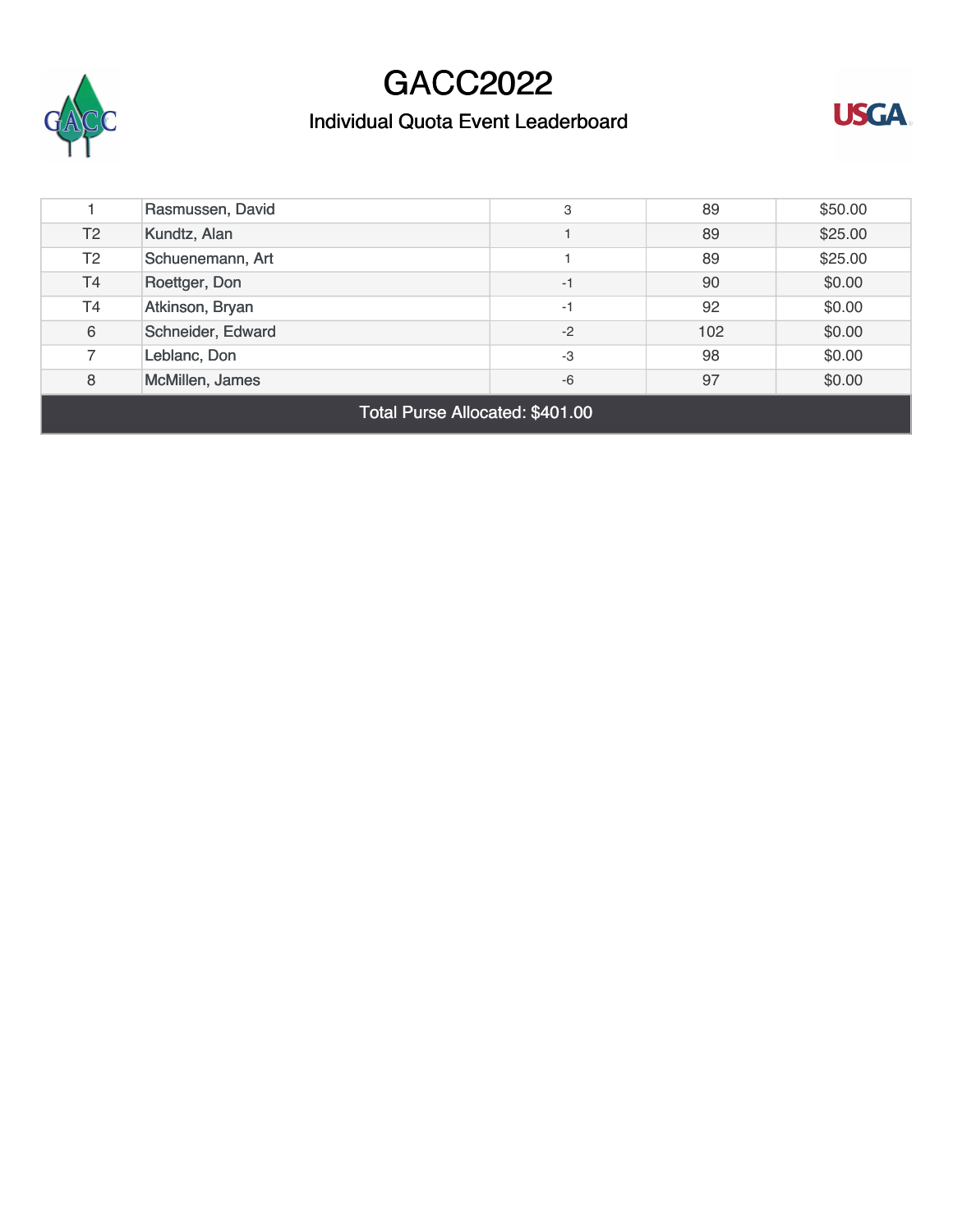# GACC2022

## Individual Quota Event Leaderboard

| | | | | |
|---|---|---|---|---|
| 1 | Rasmussen, David | 3 | 89 | $50.00 |
| T2 | Kundtz, Alan | 1 | 89 | $25.00 |
| T2 | Schuenemann, Art | 1 | 89 | $25.00 |
| T4 | Roettger, Don | -1 | 90 | $0.00 |
| T4 | Atkinson, Bryan | -1 | 92 | $0.00 |
| 6 | Schneider, Edward | -2 | 102 | $0.00 |
| 7 | Leblanc, Don | -3 | 98 | $0.00 |
| 8 | McMillen, James | -6 | 97 | $0.00 |

Total Purse Allocated: $401.00